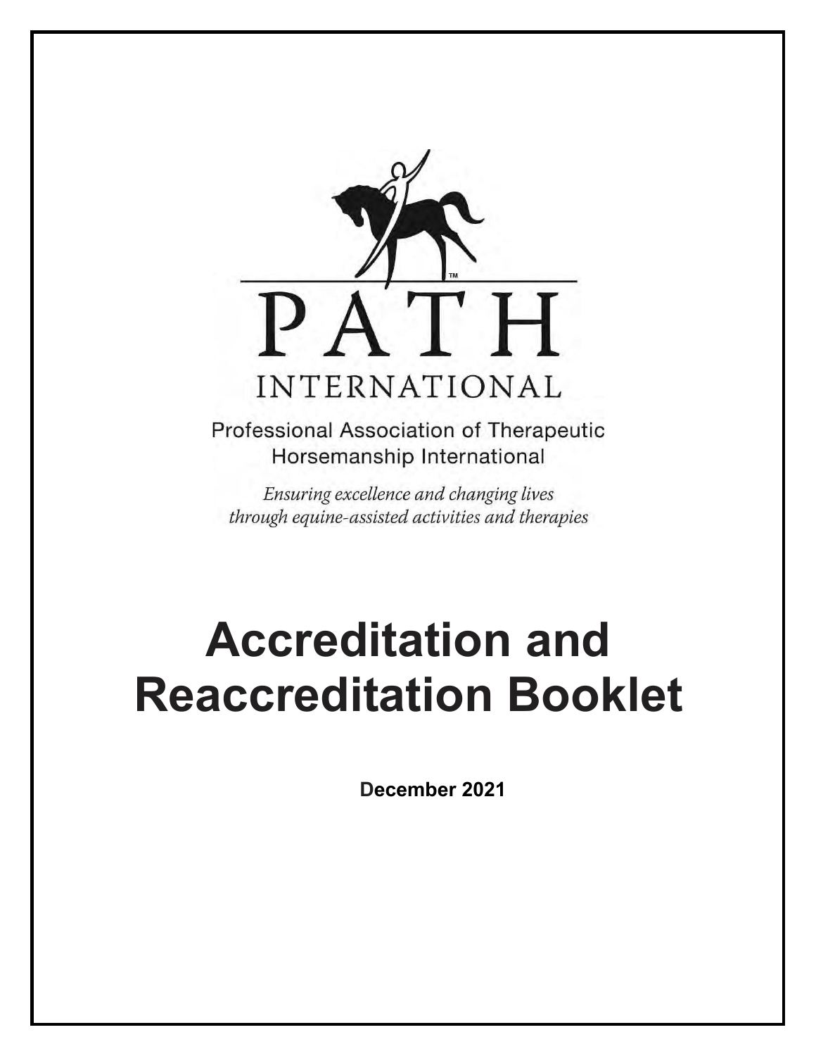PATH

INTERNATIONAL

Professional Association of Therapeutic Horsemanship International

*Ensuring excellence and changing lives through equine-assisted activities and therapies*

# Accreditation and Reaccreditation Booklet

**December 2021**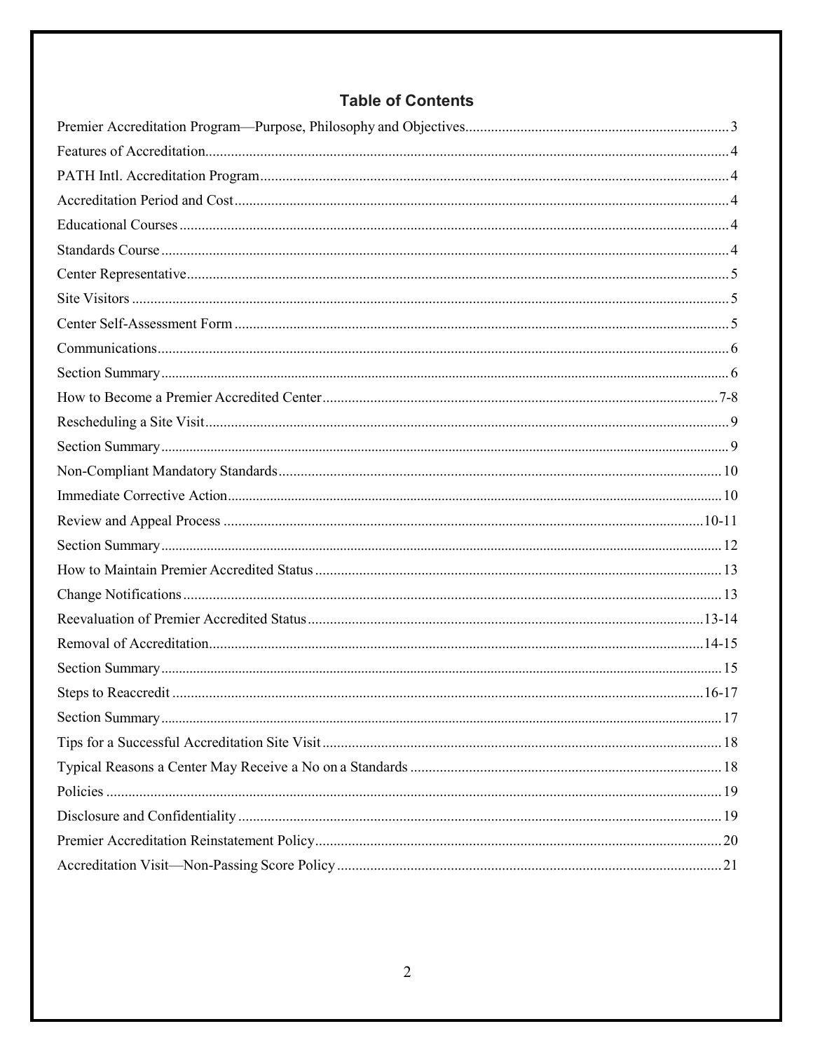## Table of Contents

| | |
|---|---|
| Premier Accreditation Program—Purpose, Philosophy and Objectives | 3 |
| Features of Accreditation | 4 |
| PATH Intl. Accreditation Program | 4 |
| Accreditation Period and Cost | 4 |
| Educational Courses | 4 |
| Standards Course | 4 |
| Center Representative | 5 |
| Site Visitors | 5 |
| Center Self-Assessment Form | 5 |
| Communications | 6 |
| Section Summary | 6 |
| How to Become a Premier Accredited Center | 7-8 |
| Rescheduling a Site Visit | 9 |
| Section Summary | 9 |
| Non-Compliant Mandatory Standards | 10 |
| Immediate Corrective Action | 10 |
| Review and Appeal Process | 10-11 |
| Section Summary | 12 |
| How to Maintain Premier Accredited Status | 13 |
| Change Notifications | 13 |
| Reevaluation of Premier Accredited Status | 13-14 |
| Removal of Accreditation | 14-15 |
| Section Summary | 15 |
| Steps to Reaccredit | 16-17 |
| Section Summary | 17 |
| Tips for a Successful Accreditation Site Visit | 18 |
| Typical Reasons a Center May Receive a No on a Standards | 18 |
| Policies | 19 |
| Disclosure and Confidentiality | 19 |
| Premier Accreditation Reinstatement Policy | 20 |
| Accreditation Visit—Non-Passing Score Policy | 21 |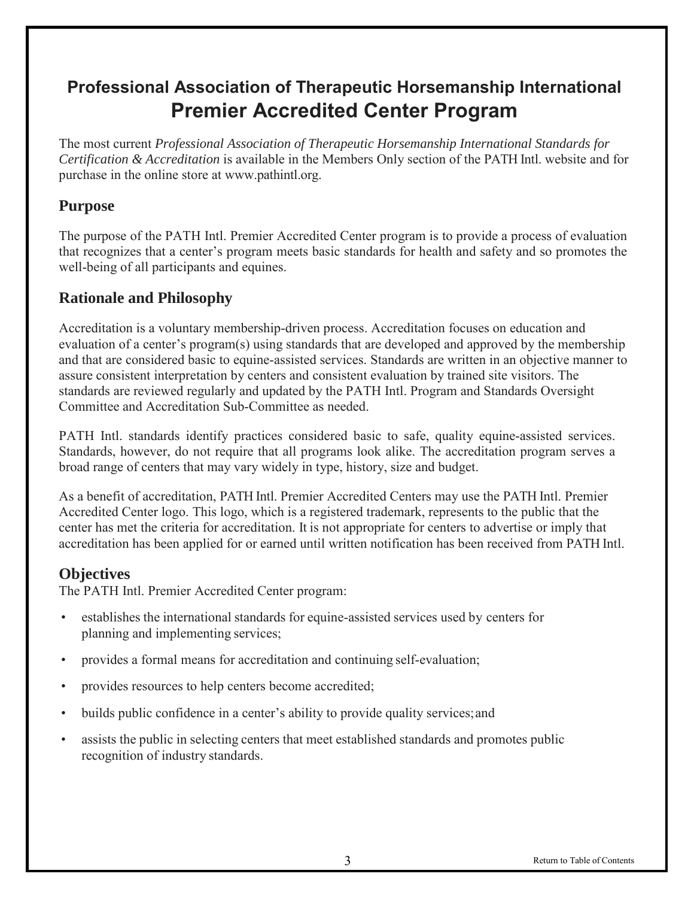# Professional Association of Therapeutic Horsemanship International
# Premier Accredited Center Program

The most current *Professional Association of Therapeutic Horsemanship International Standards for Certification & Accreditation* is available in the Members Only section of the PATH Intl. website and for purchase in the online store at www.pathintl.org.

## Purpose

The purpose of the PATH Intl. Premier Accredited Center program is to provide a process of evaluation that recognizes that a center's program meets basic standards for health and safety and so promotes the well-being of all participants and equines.

## Rationale and Philosophy

Accreditation is a voluntary membership-driven process. Accreditation focuses on education and evaluation of a center's program(s) using standards that are developed and approved by the membership and that are considered basic to equine-assisted services. Standards are written in an objective manner to assure consistent interpretation by centers and consistent evaluation by trained site visitors. The standards are reviewed regularly and updated by the PATH Intl. Program and Standards Oversight Committee and Accreditation Sub-Committee as needed.

PATH Intl. standards identify practices considered basic to safe, quality equine-assisted services. Standards, however, do not require that all programs look alike. The accreditation program serves a broad range of centers that may vary widely in type, history, size and budget.

As a benefit of accreditation, PATH Intl. Premier Accredited Centers may use the PATH Intl. Premier Accredited Center logo. This logo, which is a registered trademark, represents to the public that the center has met the criteria for accreditation. It is not appropriate for centers to advertise or imply that accreditation has been applied for or earned until written notification has been received from PATH Intl.

## Objectives

The PATH Intl. Premier Accredited Center program:

- establishes the international standards for equine-assisted services used by centers for planning and implementing services;
- provides a formal means for accreditation and continuing self-evaluation;
- provides resources to help centers become accredited;
- builds public confidence in a center's ability to provide quality services; and
- assists the public in selecting centers that meet established standards and promotes public recognition of industry standards.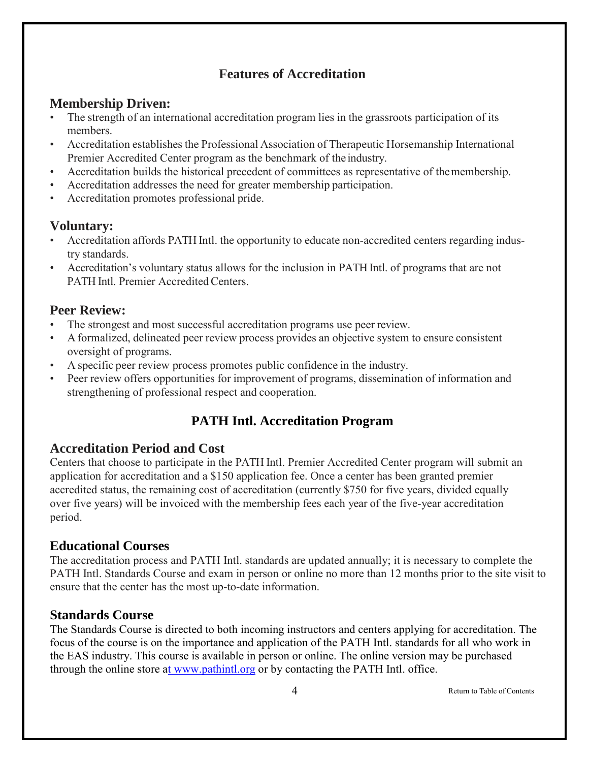## Features of Accreditation

### Membership Driven:

- The strength of an international accreditation program lies in the grassroots participation of its members.
- Accreditation establishes the Professional Association of Therapeutic Horsemanship International Premier Accredited Center program as the benchmark of the industry.
- Accreditation builds the historical precedent of committees as representative of the membership.
- Accreditation addresses the need for greater membership participation.
- Accreditation promotes professional pride.

### Voluntary:

- Accreditation affords PATH Intl. the opportunity to educate non-accredited centers regarding industry standards.
- Accreditation's voluntary status allows for the inclusion in PATH Intl. of programs that are not PATH Intl. Premier Accredited Centers.

### Peer Review:

- The strongest and most successful accreditation programs use peer review.
- A formalized, delineated peer review process provides an objective system to ensure consistent oversight of programs.
- A specific peer review process promotes public confidence in the industry.
- Peer review offers opportunities for improvement of programs, dissemination of information and strengthening of professional respect and cooperation.

## PATH Intl. Accreditation Program

### Accreditation Period and Cost

Centers that choose to participate in the PATH Intl. Premier Accredited Center program will submit an application for accreditation and a $150 application fee. Once a center has been granted premier accredited status, the remaining cost of accreditation (currently $750 for five years, divided equally over five years) will be invoiced with the membership fees each year of the five-year accreditation period.

### Educational Courses

The accreditation process and PATH Intl. standards are updated annually; it is necessary to complete the PATH Intl. Standards Course and exam in person or online no more than 12 months prior to the site visit to ensure that the center has the most up-to-date information.

### Standards Course

The Standards Course is directed to both incoming instructors and centers applying for accreditation. The focus of the course is on the importance and application of the PATH Intl. standards for all who work in the EAS industry. This course is available in person or online. The online version may be purchased through the online store at www.pathintl.org or by contacting the PATH Intl. office.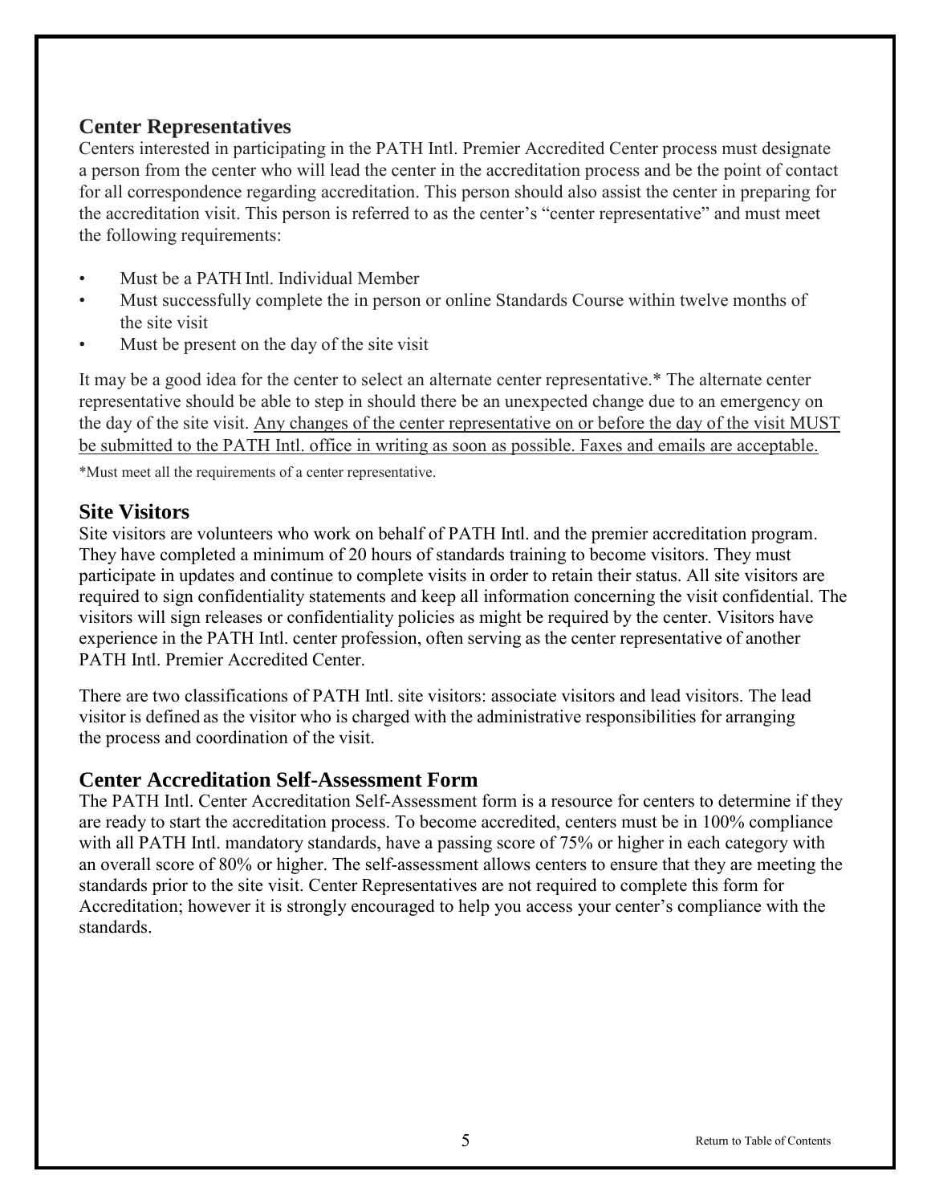## Center Representatives

Centers interested in participating in the PATH Intl. Premier Accredited Center process must designate a person from the center who will lead the center in the accreditation process and be the point of contact for all correspondence regarding accreditation. This person should also assist the center in preparing for the accreditation visit. This person is referred to as the center's "center representative" and must meet the following requirements:

- Must be a PATH Intl. Individual Member
- Must successfully complete the in person or online Standards Course within twelve months of the site visit
- Must be present on the day of the site visit

It may be a good idea for the center to select an alternate center representative.* The alternate center representative should be able to step in should there be an unexpected change due to an emergency on the day of the site visit. <u>Any changes of the center representative on or before the day of the visit MUST be submitted to the PATH Intl. office in writing as soon as possible. Faxes and emails are acceptable.</u>

*Must meet all the requirements of a center representative.

## Site Visitors

Site visitors are volunteers who work on behalf of PATH Intl. and the premier accreditation program. They have completed a minimum of 20 hours of standards training to become visitors. They must participate in updates and continue to complete visits in order to retain their status. All site visitors are required to sign confidentiality statements and keep all information concerning the visit confidential. The visitors will sign releases or confidentiality policies as might be required by the center. Visitors have experience in the PATH Intl. center profession, often serving as the center representative of another PATH Intl. Premier Accredited Center.

There are two classifications of PATH Intl. site visitors: associate visitors and lead visitors. The lead visitor is defined as the visitor who is charged with the administrative responsibilities for arranging the process and coordination of the visit.

## Center Accreditation Self-Assessment Form

The PATH Intl. Center Accreditation Self-Assessment form is a resource for centers to determine if they are ready to start the accreditation process. To become accredited, centers must be in 100% compliance with all PATH Intl. mandatory standards, have a passing score of 75% or higher in each category with an overall score of 80% or higher. The self-assessment allows centers to ensure that they are meeting the standards prior to the site visit. Center Representatives are not required to complete this form for Accreditation; however it is strongly encouraged to help you access your center's compliance with the standards.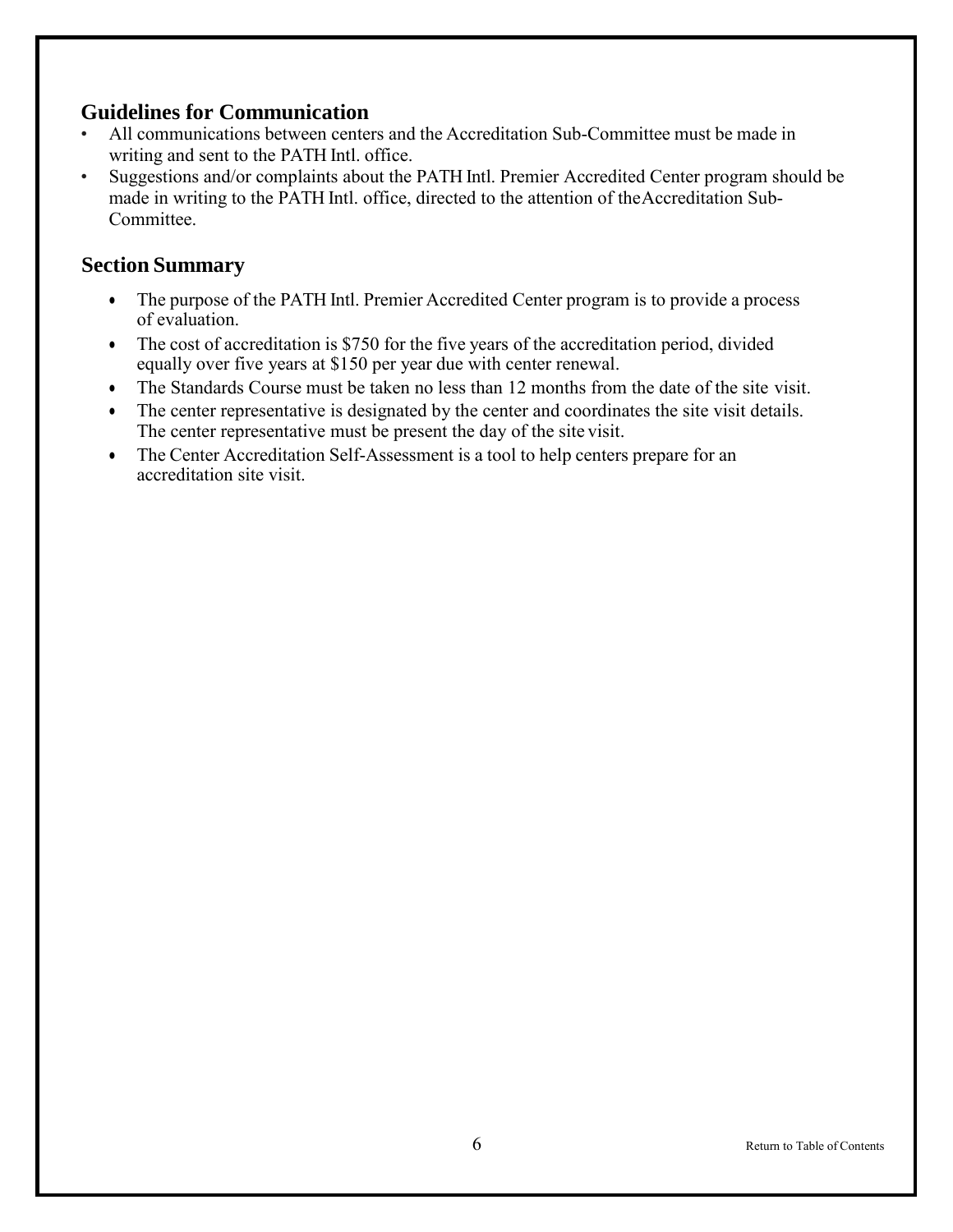## Guidelines for Communication

- All communications between centers and the Accreditation Sub-Committee must be made in writing and sent to the PATH Intl. office.
- Suggestions and/or complaints about the PATH Intl. Premier Accredited Center program should be made in writing to the PATH Intl. office, directed to the attention of the Accreditation Sub-Committee.

## Section Summary

- The purpose of the PATH Intl. Premier Accredited Center program is to provide a process of evaluation.
- The cost of accreditation is $750 for the five years of the accreditation period, divided equally over five years at $150 per year due with center renewal.
- The Standards Course must be taken no less than 12 months from the date of the site visit.
- The center representative is designated by the center and coordinates the site visit details. The center representative must be present the day of the site visit.
- The Center Accreditation Self-Assessment is a tool to help centers prepare for an accreditation site visit.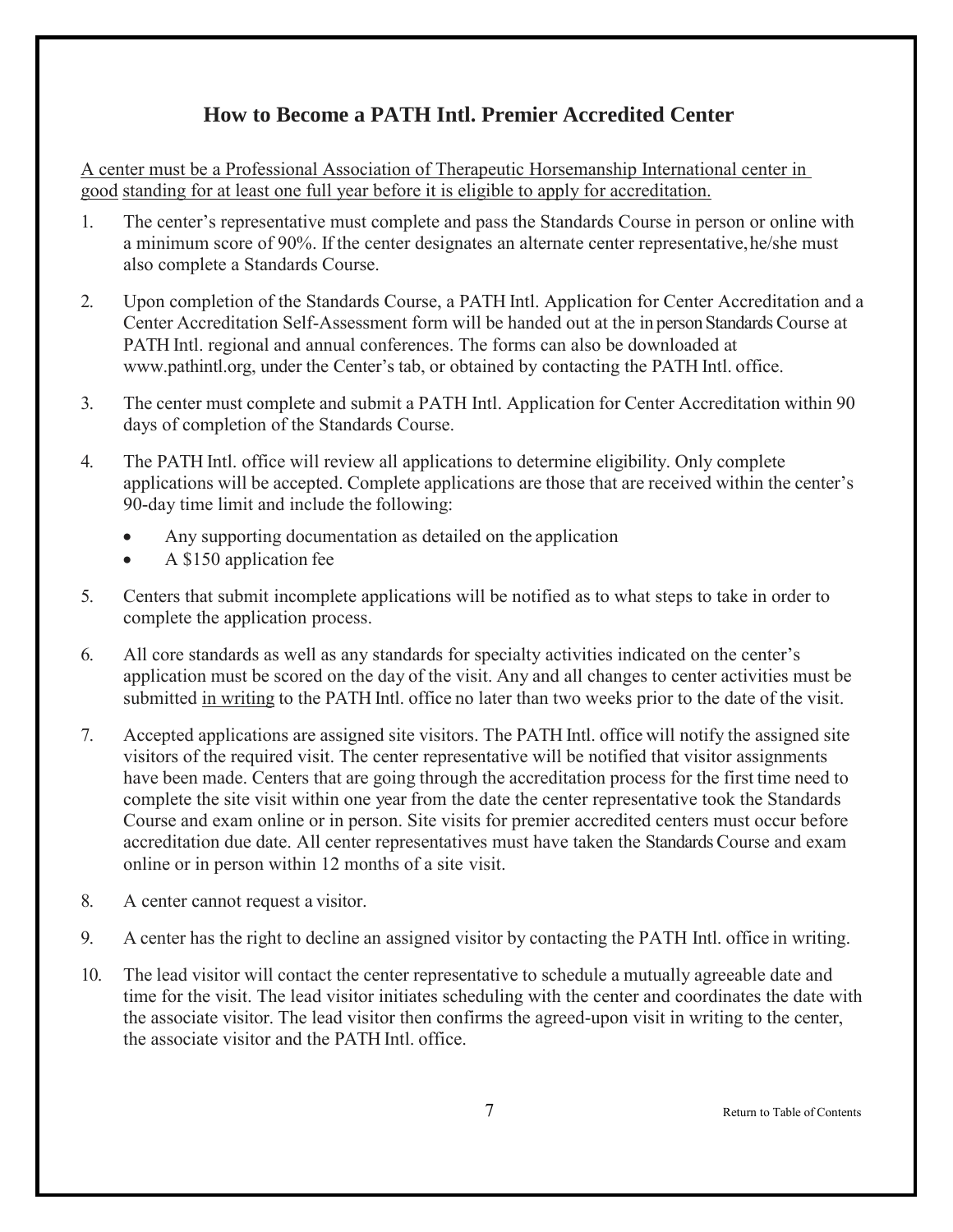## How to Become a PATH Intl. Premier Accredited Center

A center must be a Professional Association of Therapeutic Horsemanship International center in good standing for at least one full year before it is eligible to apply for accreditation.

1. The center's representative must complete and pass the Standards Course in person or online with a minimum score of 90%. If the center designates an alternate center representative, he/she must also complete a Standards Course.

2. Upon completion of the Standards Course, a PATH Intl. Application for Center Accreditation and a Center Accreditation Self-Assessment form will be handed out at the in person Standards Course at PATH Intl. regional and annual conferences. The forms can also be downloaded at www.pathintl.org, under the Center's tab, or obtained by contacting the PATH Intl. office.

3. The center must complete and submit a PATH Intl. Application for Center Accreditation within 90 days of completion of the Standards Course.

4. The PATH Intl. office will review all applications to determine eligibility. Only complete applications will be accepted. Complete applications are those that are received within the center's 90-day time limit and include the following:
   - Any supporting documentation as detailed on the application
   - A $150 application fee

5. Centers that submit incomplete applications will be notified as to what steps to take in order to complete the application process.

6. All core standards as well as any standards for specialty activities indicated on the center's application must be scored on the day of the visit. Any and all changes to center activities must be submitted in writing to the PATH Intl. office no later than two weeks prior to the date of the visit.

7. Accepted applications are assigned site visitors. The PATH Intl. office will notify the assigned site visitors of the required visit. The center representative will be notified that visitor assignments have been made. Centers that are going through the accreditation process for the first time need to complete the site visit within one year from the date the center representative took the Standards Course and exam online or in person. Site visits for premier accredited centers must occur before accreditation due date. All center representatives must have taken the Standards Course and exam online or in person within 12 months of a site visit.

8. A center cannot request a visitor.

9. A center has the right to decline an assigned visitor by contacting the PATH Intl. office in writing.

10. The lead visitor will contact the center representative to schedule a mutually agreeable date and time for the visit. The lead visitor initiates scheduling with the center and coordinates the date with the associate visitor. The lead visitor then confirms the agreed-upon visit in writing to the center, the associate visitor and the PATH Intl. office.

Return to Table of Contents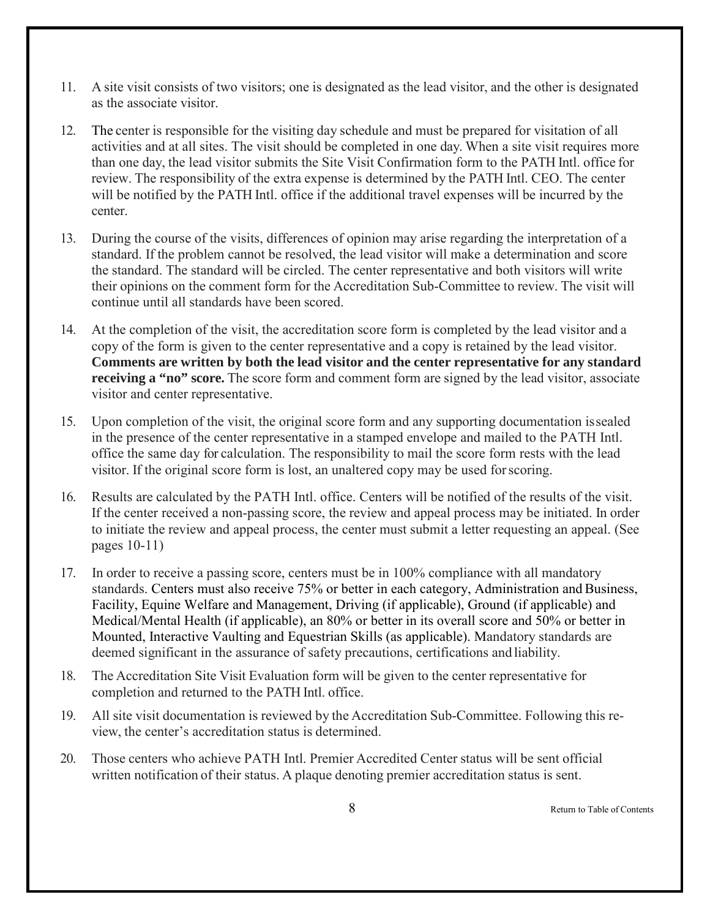11. A site visit consists of two visitors; one is designated as the lead visitor, and the other is designated as the associate visitor.

12. The center is responsible for the visiting day schedule and must be prepared for visitation of all activities and at all sites. The visit should be completed in one day. When a site visit requires more than one day, the lead visitor submits the Site Visit Confirmation form to the PATH Intl. office for review. The responsibility of the extra expense is determined by the PATH Intl. CEO. The center will be notified by the PATH Intl. office if the additional travel expenses will be incurred by the center.

13. During the course of the visits, differences of opinion may arise regarding the interpretation of a standard. If the problem cannot be resolved, the lead visitor will make a determination and score the standard. The standard will be circled. The center representative and both visitors will write their opinions on the comment form for the Accreditation Sub-Committee to review. The visit will continue until all standards have been scored.

14. At the completion of the visit, the accreditation score form is completed by the lead visitor and a copy of the form is given to the center representative and a copy is retained by the lead visitor. **Comments are written by both the lead visitor and the center representative for any standard receiving a "no" score.** The score form and comment form are signed by the lead visitor, associate visitor and center representative.

15. Upon completion of the visit, the original score form and any supporting documentation is sealed in the presence of the center representative in a stamped envelope and mailed to the PATH Intl. office the same day for calculation. The responsibility to mail the score form rests with the lead visitor. If the original score form is lost, an unaltered copy may be used for scoring.

16. Results are calculated by the PATH Intl. office. Centers will be notified of the results of the visit. If the center received a non-passing score, the review and appeal process may be initiated. In order to initiate the review and appeal process, the center must submit a letter requesting an appeal. (See pages 10-11)

17. In order to receive a passing score, centers must be in 100% compliance with all mandatory standards. Centers must also receive 75% or better in each category, Administration and Business, Facility, Equine Welfare and Management, Driving (if applicable), Ground (if applicable) and Medical/Mental Health (if applicable), an 80% or better in its overall score and 50% or better in Mounted, Interactive Vaulting and Equestrian Skills (as applicable). Mandatory standards are deemed significant in the assurance of safety precautions, certifications and liability.

18. The Accreditation Site Visit Evaluation form will be given to the center representative for completion and returned to the PATH Intl. office.

19. All site visit documentation is reviewed by the Accreditation Sub-Committee. Following this review, the center's accreditation status is determined.

20. Those centers who achieve PATH Intl. Premier Accredited Center status will be sent official written notification of their status. A plaque denoting premier accreditation status is sent.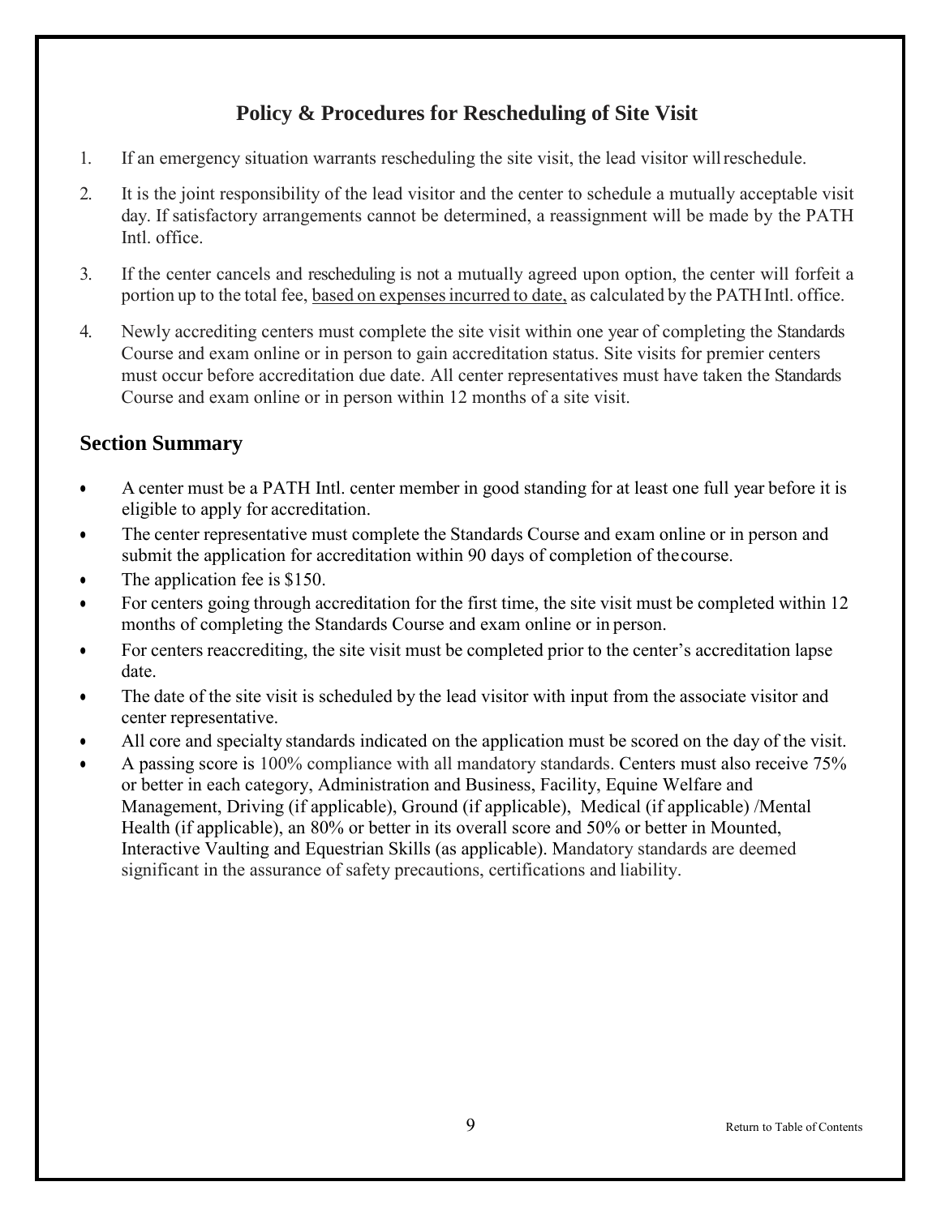## Policy & Procedures for Rescheduling of Site Visit

1. If an emergency situation warrants rescheduling the site visit, the lead visitor will reschedule.
2. It is the joint responsibility of the lead visitor and the center to schedule a mutually acceptable visit day. If satisfactory arrangements cannot be determined, a reassignment will be made by the PATH Intl. office.
3. If the center cancels and rescheduling is not a mutually agreed upon option, the center will forfeit a portion up to the total fee, <u>based on expenses incurred to date,</u> as calculated by the PATH Intl. office.
4. Newly accrediting centers must complete the site visit within one year of completing the Standards Course and exam online or in person to gain accreditation status. Site visits for premier centers must occur before accreditation due date. All center representatives must have taken the Standards Course and exam online or in person within 12 months of a site visit.

## Section Summary

- A center must be a PATH Intl. center member in good standing for at least one full year before it is eligible to apply for accreditation.
- The center representative must complete the Standards Course and exam online or in person and submit the application for accreditation within 90 days of completion of the course.
- The application fee is $150.
- For centers going through accreditation for the first time, the site visit must be completed within 12 months of completing the Standards Course and exam online or in person.
- For centers reaccrediting, the site visit must be completed prior to the center's accreditation lapse date.
- The date of the site visit is scheduled by the lead visitor with input from the associate visitor and center representative.
- All core and specialty standards indicated on the application must be scored on the day of the visit.
- A passing score is 100% compliance with all mandatory standards. Centers must also receive 75% or better in each category, Administration and Business, Facility, Equine Welfare and Management, Driving (if applicable), Ground (if applicable), Medical (if applicable) /Mental Health (if applicable), an 80% or better in its overall score and 50% or better in Mounted, Interactive Vaulting and Equestrian Skills (as applicable). Mandatory standards are deemed significant in the assurance of safety precautions, certifications and liability.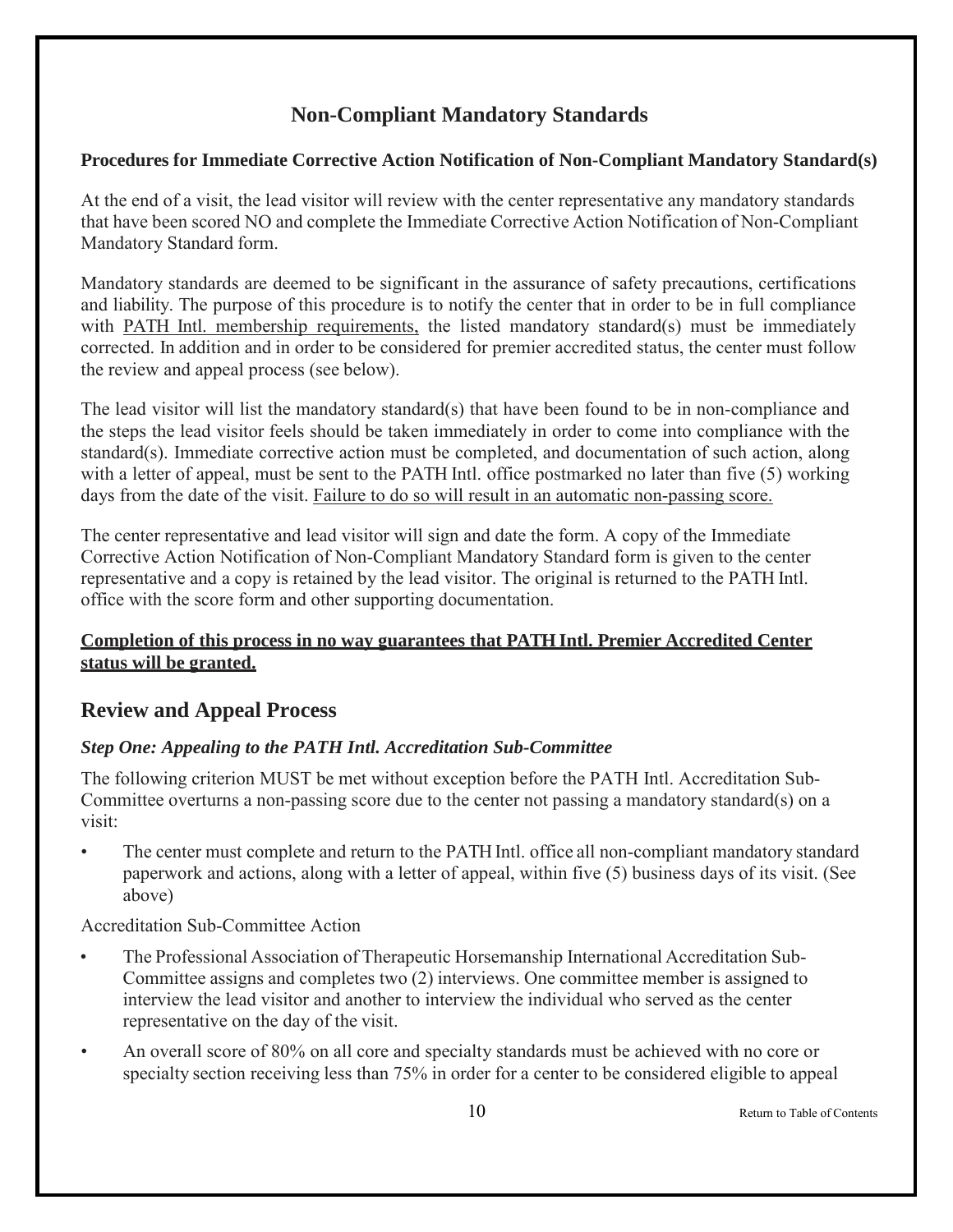# Non-Compliant Mandatory Standards

**Procedures for Immediate Corrective Action Notification of Non-Compliant Mandatory Standard(s)**

At the end of a visit, the lead visitor will review with the center representative any mandatory standards that have been scored NO and complete the Immediate Corrective Action Notification of Non-Compliant Mandatory Standard form.

Mandatory standards are deemed to be significant in the assurance of safety precautions, certifications and liability. The purpose of this procedure is to notify the center that in order to be in full compliance with <u>PATH Intl. membership requirements,</u> the listed mandatory standard(s) must be immediately corrected. In addition and in order to be considered for premier accredited status, the center must follow the review and appeal process (see below).

The lead visitor will list the mandatory standard(s) that have been found to be in non-compliance and the steps the lead visitor feels should be taken immediately in order to come into compliance with the standard(s). Immediate corrective action must be completed, and documentation of such action, along with a letter of appeal, must be sent to the PATH Intl. office postmarked no later than five (5) working days from the date of the visit. <u>Failure to do so will result in an automatic non-passing score.</u>

The center representative and lead visitor will sign and date the form. A copy of the Immediate Corrective Action Notification of Non-Compliant Mandatory Standard form is given to the center representative and a copy is retained by the lead visitor. The original is returned to the PATH Intl. office with the score form and other supporting documentation.

<u>**Completion of this process in no way guarantees that PATH Intl. Premier Accredited Center status will be granted.**</u>

## Review and Appeal Process

### *Step One: Appealing to the PATH Intl. Accreditation Sub-Committee*

The following criterion MUST be met without exception before the PATH Intl. Accreditation Sub-Committee overturns a non-passing score due to the center not passing a mandatory standard(s) on a visit:

- The center must complete and return to the PATH Intl. office all non-compliant mandatory standard paperwork and actions, along with a letter of appeal, within five (5) business days of its visit. (See above)

Accreditation Sub-Committee Action

- The Professional Association of Therapeutic Horsemanship International Accreditation Sub-Committee assigns and completes two (2) interviews. One committee member is assigned to interview the lead visitor and another to interview the individual who served as the center representative on the day of the visit.
- An overall score of 80% on all core and specialty standards must be achieved with no core or specialty section receiving less than 75% in order for a center to be considered eligible to appeal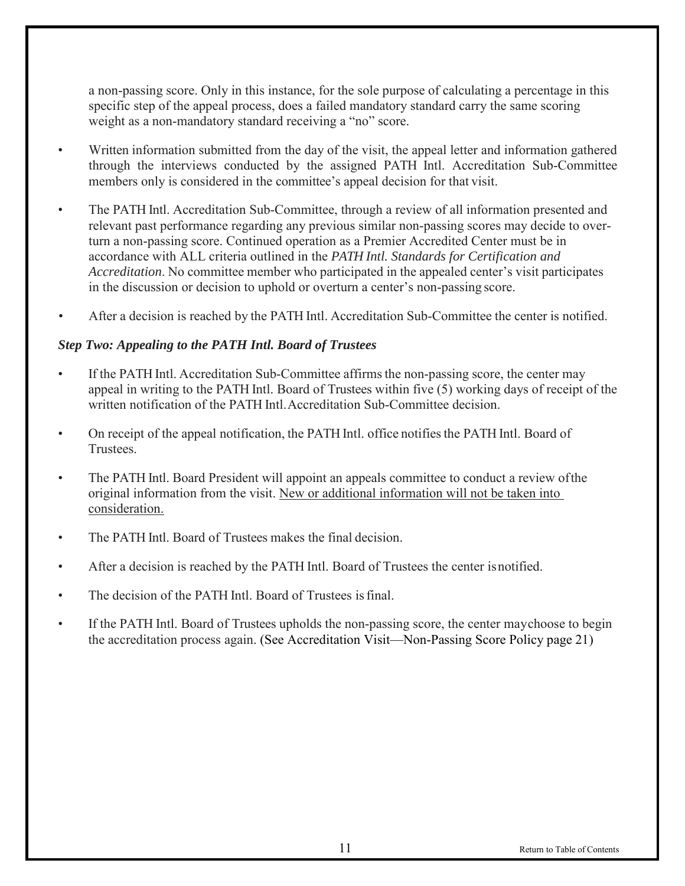a non-passing score. Only in this instance, for the sole purpose of calculating a percentage in this specific step of the appeal process, does a failed mandatory standard carry the same scoring weight as a non-mandatory standard receiving a "no" score.

- Written information submitted from the day of the visit, the appeal letter and information gathered through the interviews conducted by the assigned PATH Intl. Accreditation Sub-Committee members only is considered in the committee's appeal decision for that visit.
- The PATH Intl. Accreditation Sub-Committee, through a review of all information presented and relevant past performance regarding any previous similar non-passing scores may decide to overturn a non-passing score. Continued operation as a Premier Accredited Center must be in accordance with ALL criteria outlined in the *PATH Intl. Standards for Certification and Accreditation*. No committee member who participated in the appealed center's visit participates in the discussion or decision to uphold or overturn a center's non-passing score.
- After a decision is reached by the PATH Intl. Accreditation Sub-Committee the center is notified.

### *Step Two: Appealing to the PATH Intl. Board of Trustees*

- If the PATH Intl. Accreditation Sub-Committee affirms the non-passing score, the center may appeal in writing to the PATH Intl. Board of Trustees within five (5) working days of receipt of the written notification of the PATH Intl. Accreditation Sub-Committee decision.
- On receipt of the appeal notification, the PATH Intl. office notifies the PATH Intl. Board of Trustees.
- The PATH Intl. Board President will appoint an appeals committee to conduct a review of the original information from the visit. <u>New or additional information will not be taken into consideration.</u>
- The PATH Intl. Board of Trustees makes the final decision.
- After a decision is reached by the PATH Intl. Board of Trustees the center is notified.
- The decision of the PATH Intl. Board of Trustees is final.
- If the PATH Intl. Board of Trustees upholds the non-passing score, the center may choose to begin the accreditation process again. (See Accreditation Visit—Non-Passing Score Policy page 21)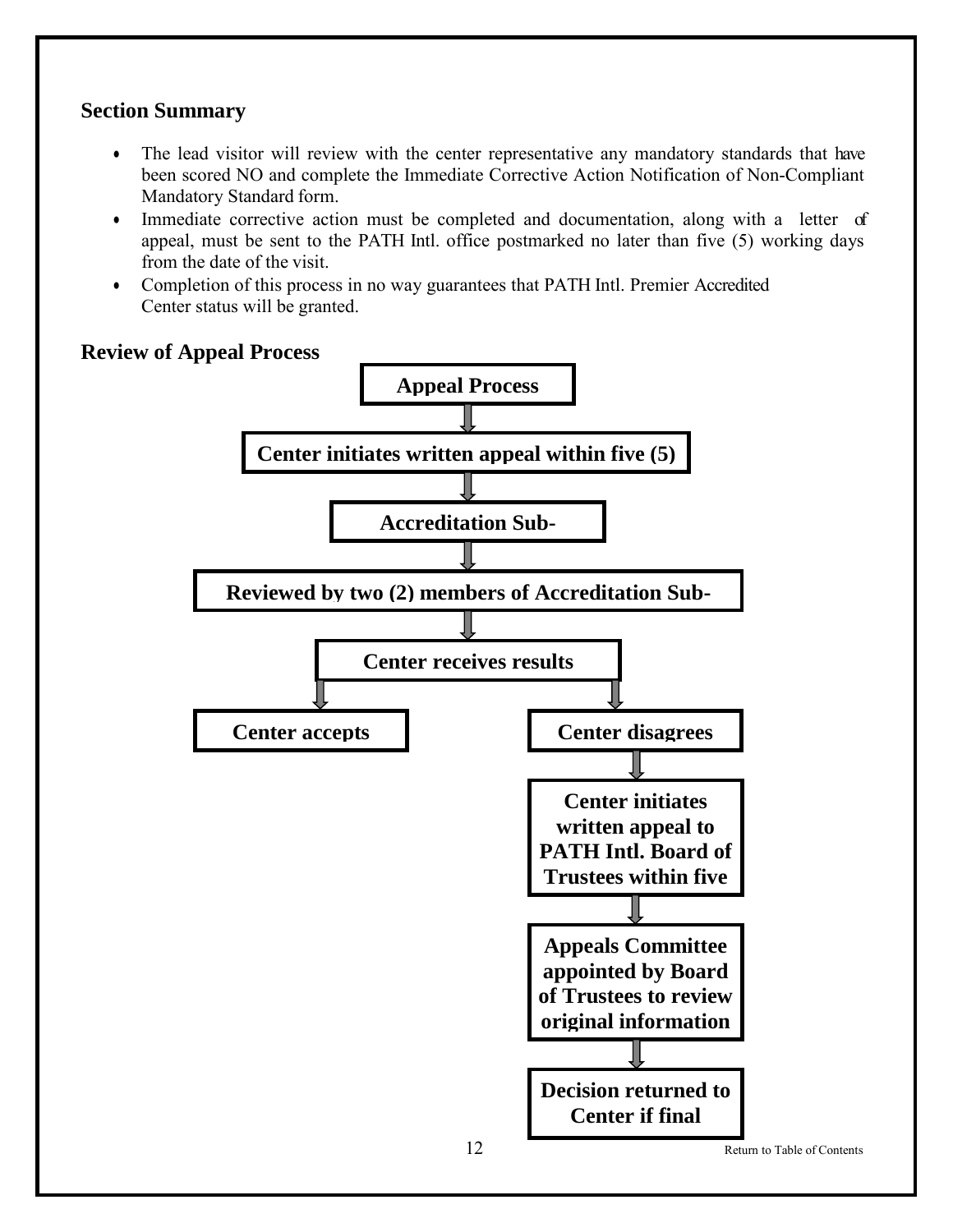### Section Summary

- The lead visitor will review with the center representative any mandatory standards that have been scored NO and complete the Immediate Corrective Action Notification of Non-Compliant Mandatory Standard form.
- Immediate corrective action must be completed and documentation, along with a letter of appeal, must be sent to the PATH Intl. office postmarked no later than five (5) working days from the date of the visit.
- Completion of this process in no way guarantees that PATH Intl. Premier Accredited Center status will be granted.

### Review of Appeal Process

**Appeal Process**

↓

**Center initiates written appeal within five (5)**

↓

**Accreditation Sub-**

↓

**Reviewed by two (2) members of Accreditation Sub-**

↓

**Center receives results**

↓ ↓

**Center accepts** | **Center disagrees**

**Center disagrees**

↓

**Center initiates written appeal to PATH Intl. Board of Trustees within five**

↓

**Appeals Committee appointed by Board of Trustees to review original information**

↓

**Decision returned to Center if final**

Return to Table of Contents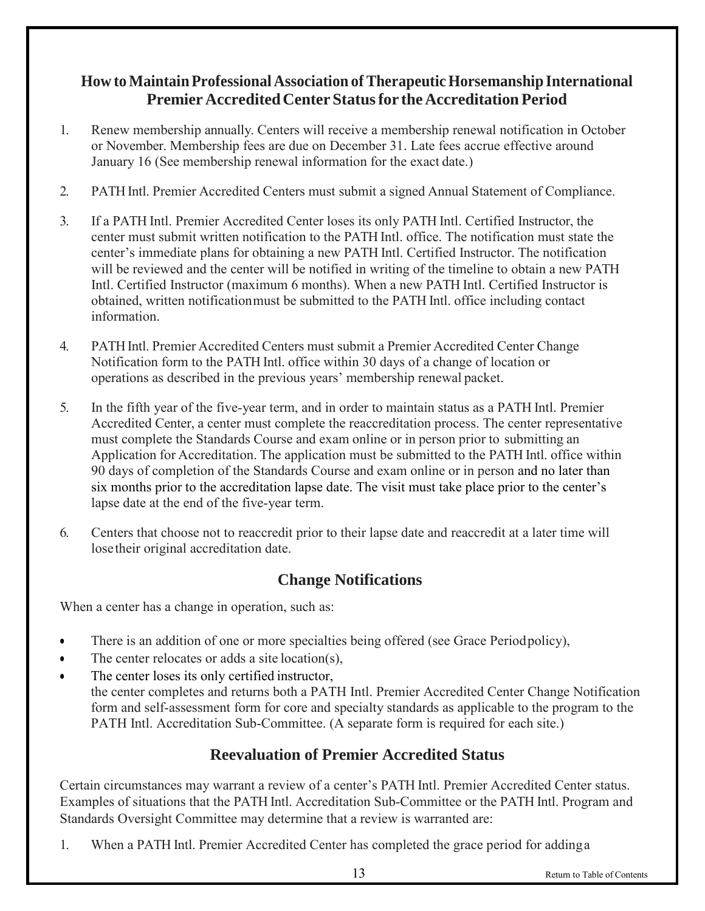## How to Maintain Professional Association of Therapeutic Horsemanship International Premier Accredited Center Status for the Accreditation Period

1. Renew membership annually. Centers will receive a membership renewal notification in October or November. Membership fees are due on December 31. Late fees accrue effective around January 16 (See membership renewal information for the exact date.)
2. PATH Intl. Premier Accredited Centers must submit a signed Annual Statement of Compliance.
3. If a PATH Intl. Premier Accredited Center loses its only PATH Intl. Certified Instructor, the center must submit written notification to the PATH Intl. office. The notification must state the center's immediate plans for obtaining a new PATH Intl. Certified Instructor. The notification will be reviewed and the center will be notified in writing of the timeline to obtain a new PATH Intl. Certified Instructor (maximum 6 months). When a new PATH Intl. Certified Instructor is obtained, written notification must be submitted to the PATH Intl. office including contact information.
4. PATH Intl. Premier Accredited Centers must submit a Premier Accredited Center Change Notification form to the PATH Intl. office within 30 days of a change of location or operations as described in the previous years' membership renewal packet.
5. In the fifth year of the five-year term, and in order to maintain status as a PATH Intl. Premier Accredited Center, a center must complete the reaccreditation process. The center representative must complete the Standards Course and exam online or in person prior to submitting an Application for Accreditation. The application must be submitted to the PATH Intl. office within 90 days of completion of the Standards Course and exam online or in person and no later than six months prior to the accreditation lapse date. The visit must take place prior to the center's lapse date at the end of the five-year term.
6. Centers that choose not to reaccredit prior to their lapse date and reaccredit at a later time will lose their original accreditation date.

## Change Notifications

When a center has a change in operation, such as:

- There is an addition of one or more specialties being offered (see Grace Period policy),
- The center relocates or adds a site location(s),
- The center loses its only certified instructor,

the center completes and returns both a PATH Intl. Premier Accredited Center Change Notification form and self-assessment form for core and specialty standards as applicable to the program to the PATH Intl. Accreditation Sub-Committee. (A separate form is required for each site.)

## Reevaluation of Premier Accredited Status

Certain circumstances may warrant a review of a center's PATH Intl. Premier Accredited Center status. Examples of situations that the PATH Intl. Accreditation Sub-Committee or the PATH Intl. Program and Standards Oversight Committee may determine that a review is warranted are:

1. When a PATH Intl. Premier Accredited Center has completed the grace period for adding a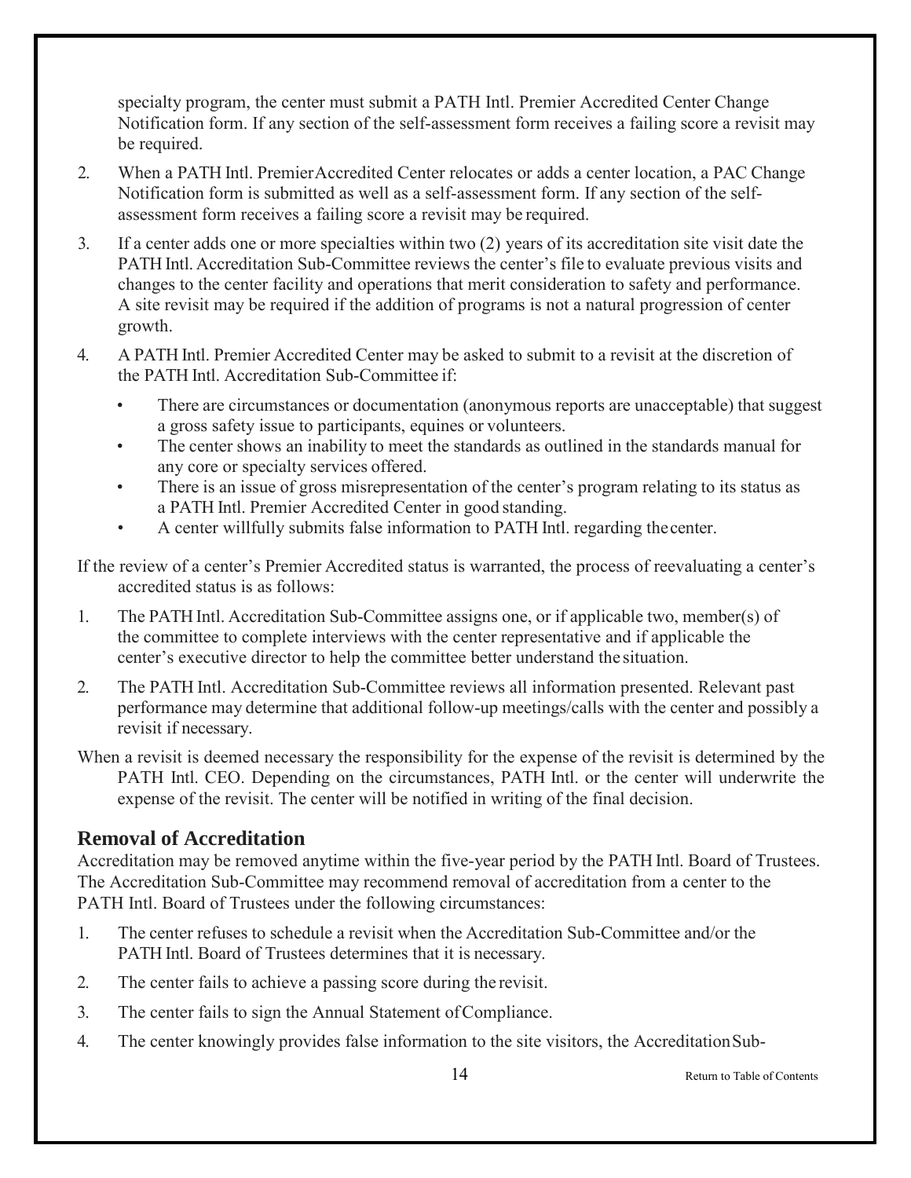specialty program, the center must submit a PATH Intl. Premier Accredited Center Change Notification form. If any section of the self-assessment form receives a failing score a revisit may be required.

2. When a PATH Intl. Premier Accredited Center relocates or adds a center location, a PAC Change Notification form is submitted as well as a self-assessment form. If any section of the self-assessment form receives a failing score a revisit may be required.

3. If a center adds one or more specialties within two (2) years of its accreditation site visit date the PATH Intl. Accreditation Sub-Committee reviews the center's file to evaluate previous visits and changes to the center facility and operations that merit consideration to safety and performance. A site revisit may be required if the addition of programs is not a natural progression of center growth.

4. A PATH Intl. Premier Accredited Center may be asked to submit to a revisit at the discretion of the PATH Intl. Accreditation Sub-Committee if:
   - There are circumstances or documentation (anonymous reports are unacceptable) that suggest a gross safety issue to participants, equines or volunteers.
   - The center shows an inability to meet the standards as outlined in the standards manual for any core or specialty services offered.
   - There is an issue of gross misrepresentation of the center's program relating to its status as a PATH Intl. Premier Accredited Center in good standing.
   - A center willfully submits false information to PATH Intl. regarding the center.

If the review of a center's Premier Accredited status is warranted, the process of reevaluating a center's accredited status is as follows:

1. The PATH Intl. Accreditation Sub-Committee assigns one, or if applicable two, member(s) of the committee to complete interviews with the center representative and if applicable the center's executive director to help the committee better understand the situation.

2. The PATH Intl. Accreditation Sub-Committee reviews all information presented. Relevant past performance may determine that additional follow-up meetings/calls with the center and possibly a revisit if necessary.

When a revisit is deemed necessary the responsibility for the expense of the revisit is determined by the PATH Intl. CEO. Depending on the circumstances, PATH Intl. or the center will underwrite the expense of the revisit. The center will be notified in writing of the final decision.

## Removal of Accreditation

Accreditation may be removed anytime within the five-year period by the PATH Intl. Board of Trustees. The Accreditation Sub-Committee may recommend removal of accreditation from a center to the PATH Intl. Board of Trustees under the following circumstances:

1. The center refuses to schedule a revisit when the Accreditation Sub-Committee and/or the PATH Intl. Board of Trustees determines that it is necessary.
2. The center fails to achieve a passing score during the revisit.
3. The center fails to sign the Annual Statement of Compliance.
4. The center knowingly provides false information to the site visitors, the Accreditation Sub-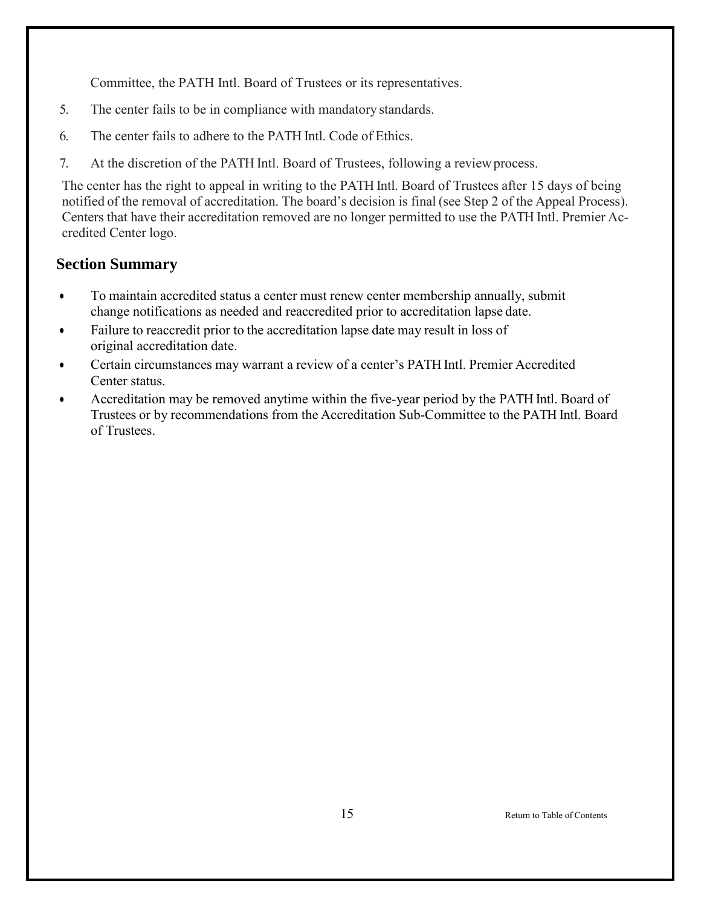Committee, the PATH Intl. Board of Trustees or its representatives.

5. The center fails to be in compliance with mandatory standards.
6. The center fails to adhere to the PATH Intl. Code of Ethics.
7. At the discretion of the PATH Intl. Board of Trustees, following a review process.

The center has the right to appeal in writing to the PATH Intl. Board of Trustees after 15 days of being notified of the removal of accreditation. The board's decision is final (see Step 2 of the Appeal Process). Centers that have their accreditation removed are no longer permitted to use the PATH Intl. Premier Accredited Center logo.

## Section Summary

- To maintain accredited status a center must renew center membership annually, submit change notifications as needed and reaccredited prior to accreditation lapse date.
- Failure to reaccredit prior to the accreditation lapse date may result in loss of original accreditation date.
- Certain circumstances may warrant a review of a center's PATH Intl. Premier Accredited Center status.
- Accreditation may be removed anytime within the five-year period by the PATH Intl. Board of Trustees or by recommendations from the Accreditation Sub-Committee to the PATH Intl. Board of Trustees.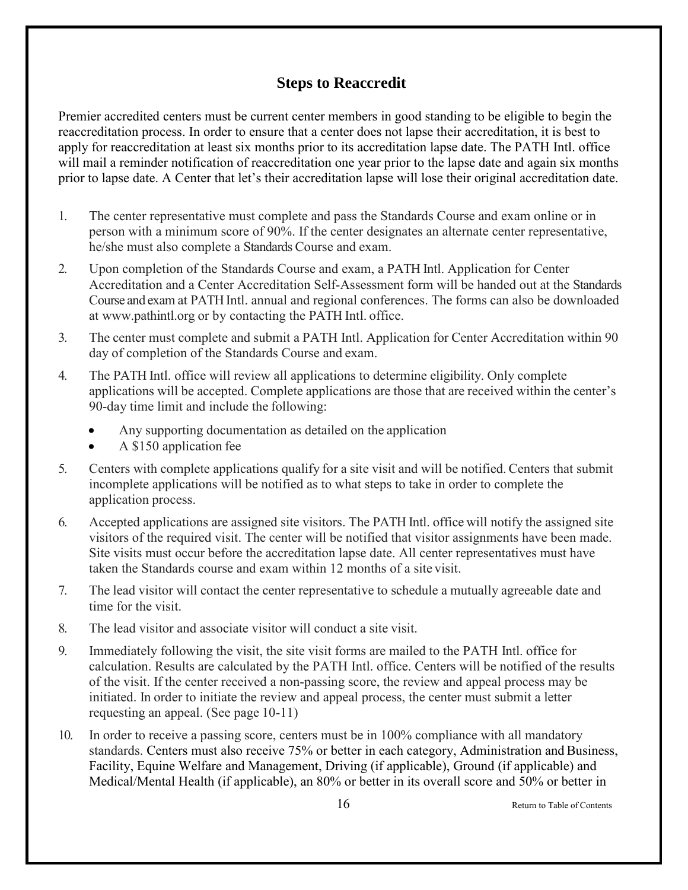## Steps to Reaccredit

Premier accredited centers must be current center members in good standing to be eligible to begin the reaccreditation process. In order to ensure that a center does not lapse their accreditation, it is best to apply for reaccreditation at least six months prior to its accreditation lapse date. The PATH Intl. office will mail a reminder notification of reaccreditation one year prior to the lapse date and again six months prior to lapse date. A Center that let's their accreditation lapse will lose their original accreditation date.

1. The center representative must complete and pass the Standards Course and exam online or in person with a minimum score of 90%. If the center designates an alternate center representative, he/she must also complete a Standards Course and exam.
2. Upon completion of the Standards Course and exam, a PATH Intl. Application for Center Accreditation and a Center Accreditation Self-Assessment form will be handed out at the Standards Course and exam at PATH Intl. annual and regional conferences. The forms can also be downloaded at www.pathintl.org or by contacting the PATH Intl. office.
3. The center must complete and submit a PATH Intl. Application for Center Accreditation within 90 day of completion of the Standards Course and exam.
4. The PATH Intl. office will review all applications to determine eligibility. Only complete applications will be accepted. Complete applications are those that are received within the center's 90-day time limit and include the following:
    - Any supporting documentation as detailed on the application
    - A $150 application fee
5. Centers with complete applications qualify for a site visit and will be notified. Centers that submit incomplete applications will be notified as to what steps to take in order to complete the application process.
6. Accepted applications are assigned site visitors. The PATH Intl. office will notify the assigned site visitors of the required visit. The center will be notified that visitor assignments have been made. Site visits must occur before the accreditation lapse date. All center representatives must have taken the Standards course and exam within 12 months of a site visit.
7. The lead visitor will contact the center representative to schedule a mutually agreeable date and time for the visit.
8. The lead visitor and associate visitor will conduct a site visit.
9. Immediately following the visit, the site visit forms are mailed to the PATH Intl. office for calculation. Results are calculated by the PATH Intl. office. Centers will be notified of the results of the visit. If the center received a non-passing score, the review and appeal process may be initiated. In order to initiate the review and appeal process, the center must submit a letter requesting an appeal. (See page 10-11)
10. In order to receive a passing score, centers must be in 100% compliance with all mandatory standards. Centers must also receive 75% or better in each category, Administration and Business, Facility, Equine Welfare and Management, Driving (if applicable), Ground (if applicable) and Medical/Mental Health (if applicable), an 80% or better in its overall score and 50% or better in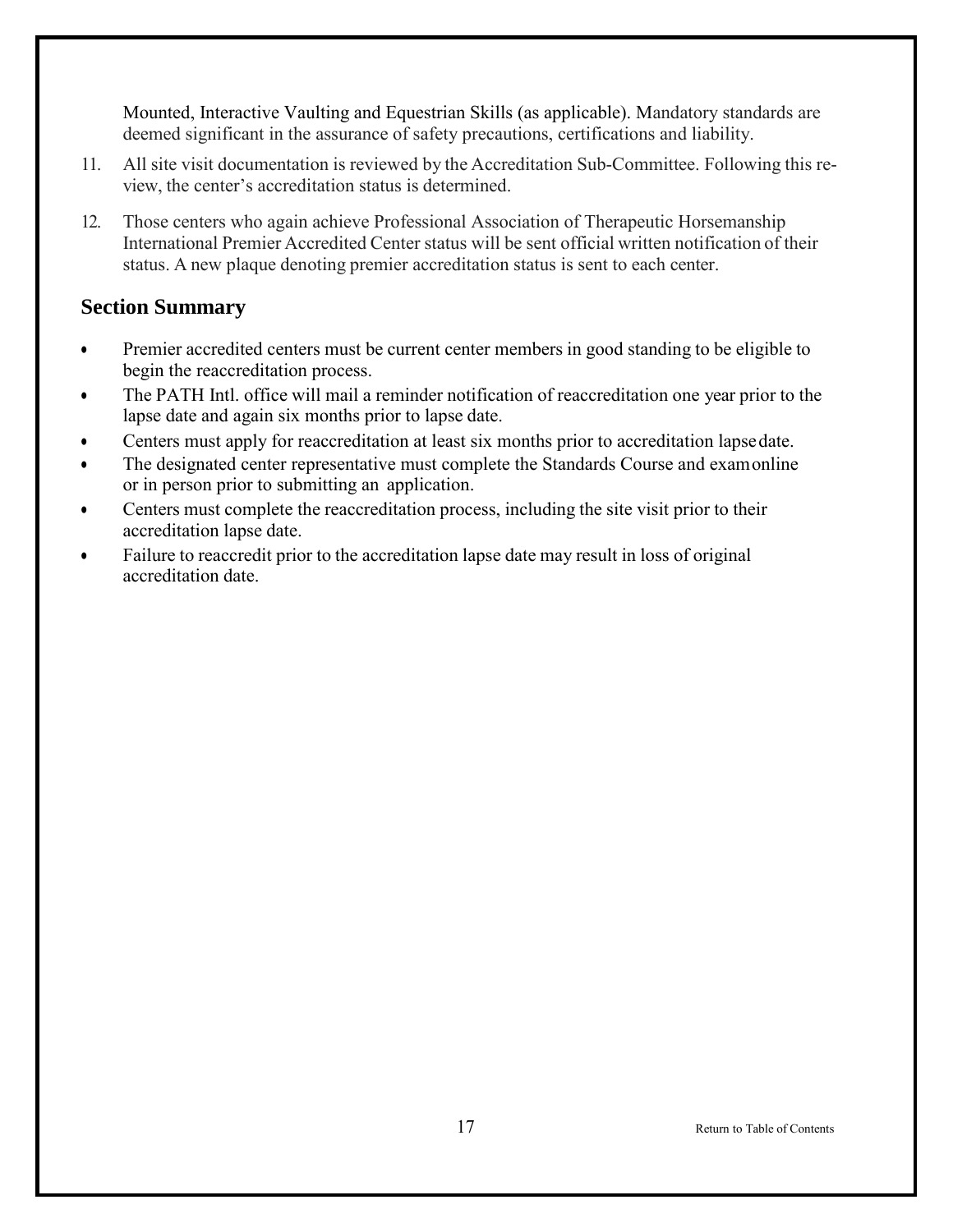Mounted, Interactive Vaulting and Equestrian Skills (as applicable). Mandatory standards are deemed significant in the assurance of safety precautions, certifications and liability.

11. All site visit documentation is reviewed by the Accreditation Sub-Committee. Following this review, the center's accreditation status is determined.

12. Those centers who again achieve Professional Association of Therapeutic Horsemanship International Premier Accredited Center status will be sent official written notification of their status. A new plaque denoting premier accreditation status is sent to each center.

## Section Summary

- Premier accredited centers must be current center members in good standing to be eligible to begin the reaccreditation process.
- The PATH Intl. office will mail a reminder notification of reaccreditation one year prior to the lapse date and again six months prior to lapse date.
- Centers must apply for reaccreditation at least six months prior to accreditation lapse date.
- The designated center representative must complete the Standards Course and exam online or in person prior to submitting an application.
- Centers must complete the reaccreditation process, including the site visit prior to their accreditation lapse date.
- Failure to reaccredit prior to the accreditation lapse date may result in loss of original accreditation date.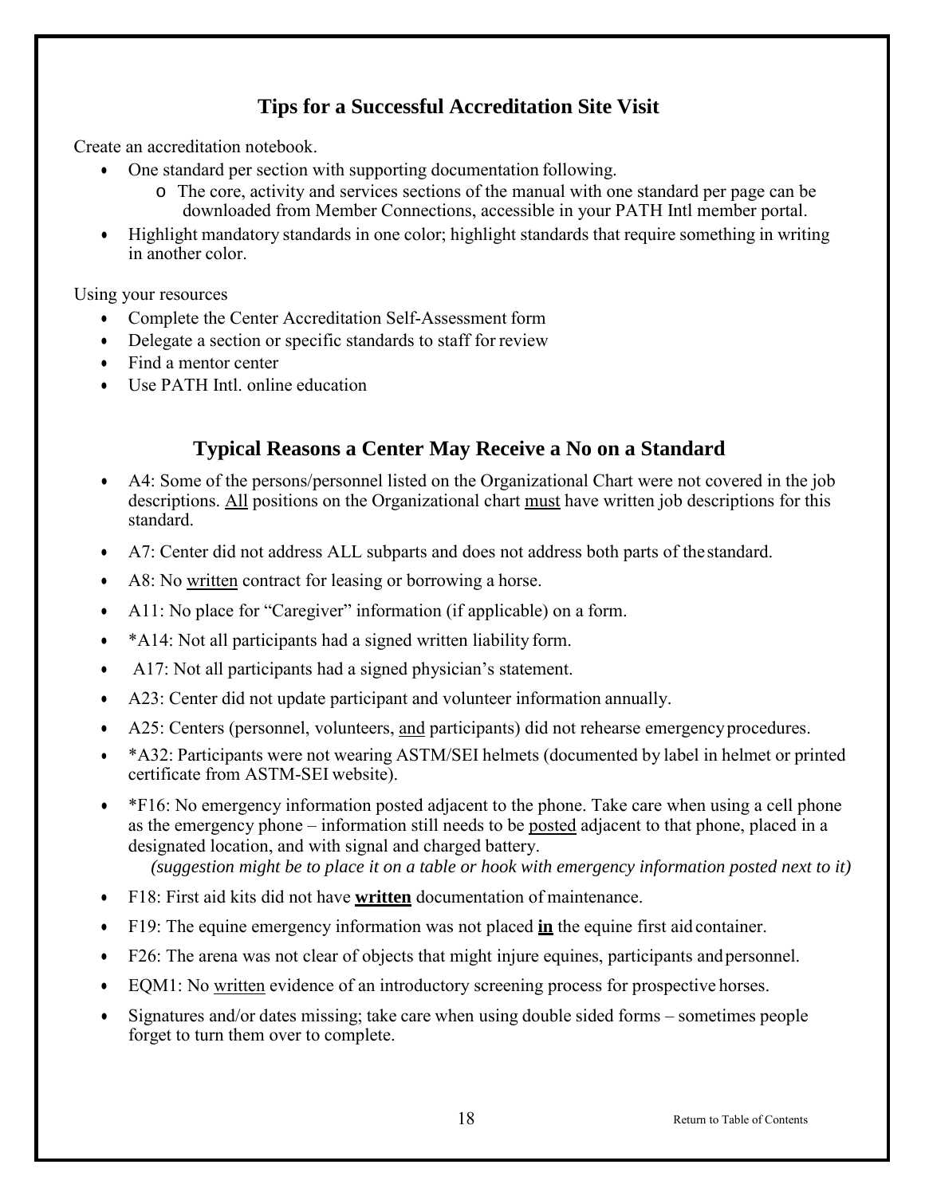## Tips for a Successful Accreditation Site Visit

Create an accreditation notebook.

- One standard per section with supporting documentation following.
  - o The core, activity and services sections of the manual with one standard per page can be downloaded from Member Connections, accessible in your PATH Intl member portal.
- Highlight mandatory standards in one color; highlight standards that require something in writing in another color.

Using your resources

- Complete the Center Accreditation Self-Assessment form
- Delegate a section or specific standards to staff for review
- Find a mentor center
- Use PATH Intl. online education

## Typical Reasons a Center May Receive a No on a Standard

- A4: Some of the persons/personnel listed on the Organizational Chart were not covered in the job descriptions. <u>All</u> positions on the Organizational chart <u>must</u> have written job descriptions for this standard.
- A7: Center did not address ALL subparts and does not address both parts of the standard.
- A8: No <u>written</u> contract for leasing or borrowing a horse.
- A11: No place for "Caregiver" information (if applicable) on a form.
- *A14: Not all participants had a signed written liability form.
- A17: Not all participants had a signed physician's statement.
- A23: Center did not update participant and volunteer information annually.
- A25: Centers (personnel, volunteers, <u>and</u> participants) did not rehearse emergency procedures.
- *A32: Participants were not wearing ASTM/SEI helmets (documented by label in helmet or printed certificate from ASTM-SEI website).
- *F16: No emergency information posted adjacent to the phone. Take care when using a cell phone as the emergency phone – information still needs to be <u>posted</u> adjacent to that phone, placed in a designated location, and with signal and charged battery.
  ***(suggestion might be to place it on a table or hook with emergency information posted next to it)***
- F18: First aid kits did not have <u>**written**</u> documentation of maintenance.
- F19: The equine emergency information was not placed <u>**in**</u> the equine first aid container.
- F26: The arena was not clear of objects that might injure equines, participants and personnel.
- EQM1: No <u>written</u> evidence of an introductory screening process for prospective horses.
- Signatures and/or dates missing; take care when using double sided forms – sometimes people forget to turn them over to complete.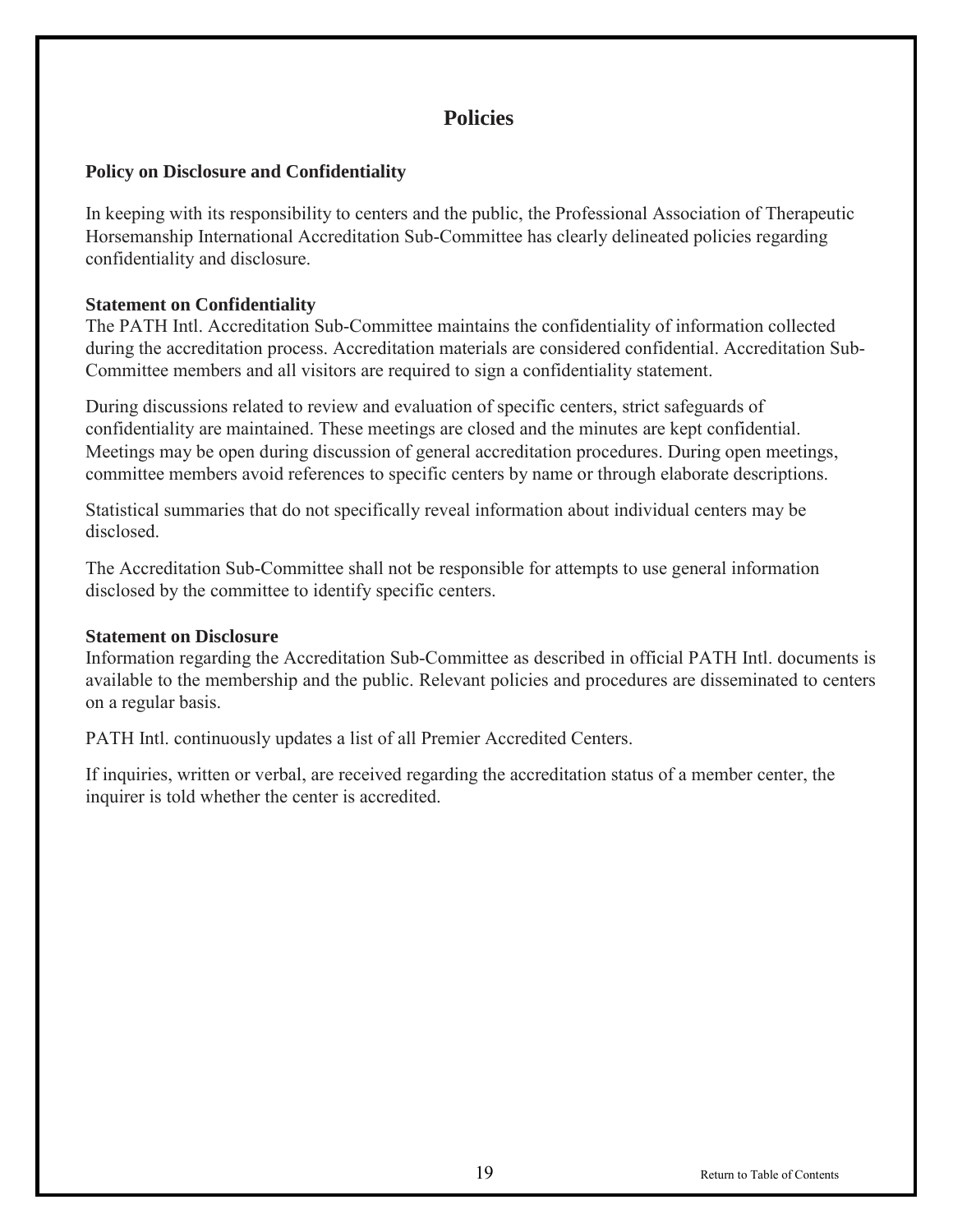# Policies

## Policy on Disclosure and Confidentiality

In keeping with its responsibility to centers and the public, the Professional Association of Therapeutic Horsemanship International Accreditation Sub-Committee has clearly delineated policies regarding confidentiality and disclosure.

### Statement on Confidentiality

The PATH Intl. Accreditation Sub-Committee maintains the confidentiality of information collected during the accreditation process. Accreditation materials are considered confidential. Accreditation Sub-Committee members and all visitors are required to sign a confidentiality statement.

During discussions related to review and evaluation of specific centers, strict safeguards of confidentiality are maintained. These meetings are closed and the minutes are kept confidential. Meetings may be open during discussion of general accreditation procedures. During open meetings, committee members avoid references to specific centers by name or through elaborate descriptions.

Statistical summaries that do not specifically reveal information about individual centers may be disclosed.

The Accreditation Sub-Committee shall not be responsible for attempts to use general information disclosed by the committee to identify specific centers.

### Statement on Disclosure

Information regarding the Accreditation Sub-Committee as described in official PATH Intl. documents is available to the membership and the public. Relevant policies and procedures are disseminated to centers on a regular basis.

PATH Intl. continuously updates a list of all Premier Accredited Centers.

If inquiries, written or verbal, are received regarding the accreditation status of a member center, the inquirer is told whether the center is accredited.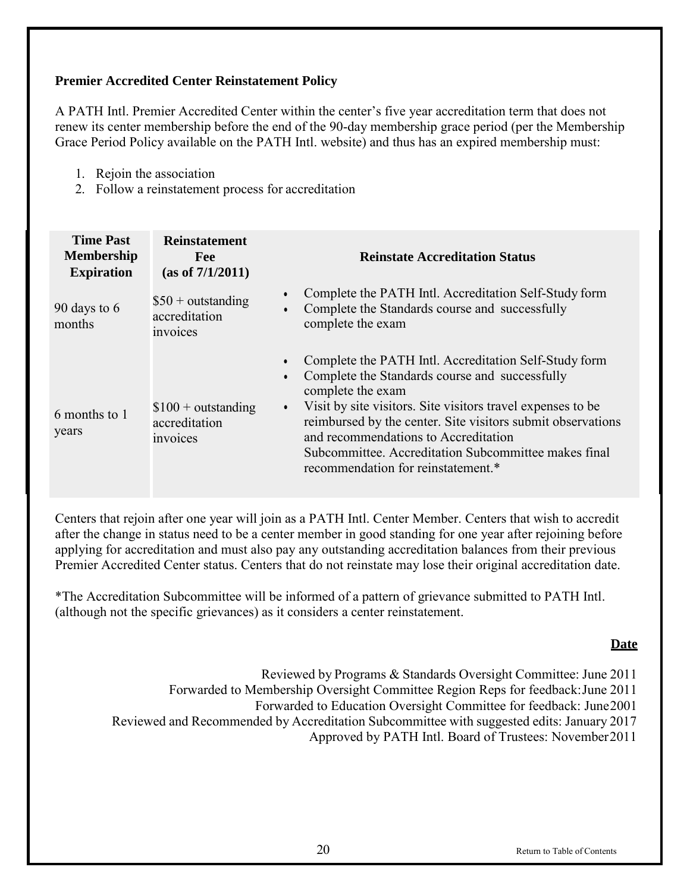**Premier Accredited Center Reinstatement Policy**

A PATH Intl. Premier Accredited Center within the center's five year accreditation term that does not renew its center membership before the end of the 90-day membership grace period (per the Membership Grace Period Policy available on the PATH Intl. website) and thus has an expired membership must:

1. Rejoin the association
2. Follow a reinstatement process for accreditation

| Time Past Membership Expiration | Reinstatement Fee (as of 7/1/2011) | Reinstate Accreditation Status |
|---|---|---|
| 90 days to 6 months | $50 + outstanding accreditation invoices | • Complete the PATH Intl. Accreditation Self-Study form<br>• Complete the Standards course and successfully complete the exam |
| 6 months to 1 years | $100 + outstanding accreditation invoices | • Complete the PATH Intl. Accreditation Self-Study form<br>• Complete the Standards course and successfully complete the exam<br>• Visit by site visitors. Site visitors travel expenses to be reimbursed by the center. Site visitors submit observations and recommendations to Accreditation Subcommittee. Accreditation Subcommittee makes final recommendation for reinstatement.* |

Centers that rejoin after one year will join as a PATH Intl. Center Member. Centers that wish to accredit after the change in status need to be a center member in good standing for one year after rejoining before applying for accreditation and must also pay any outstanding accreditation balances from their previous Premier Accredited Center status. Centers that do not reinstate may lose their original accreditation date.

*The Accreditation Subcommittee will be informed of a pattern of grievance submitted to PATH Intl. (although not the specific grievances) as it considers a center reinstatement.

**Date**

Reviewed by Programs & Standards Oversight Committee: June 2011
Forwarded to Membership Oversight Committee Region Reps for feedback: June 2011
Forwarded to Education Oversight Committee for feedback: June 2001
Reviewed and Recommended by Accreditation Subcommittee with suggested edits: January 2017
Approved by PATH Intl. Board of Trustees: November 2011

Return to Table of Contents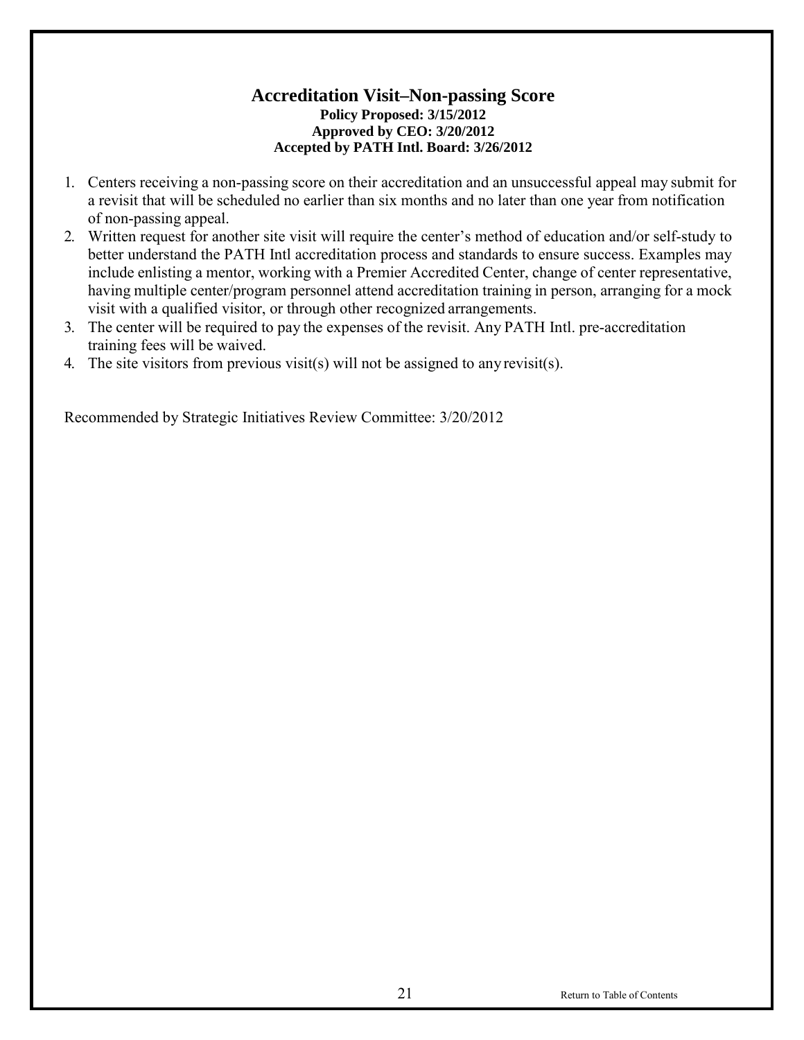## Accreditation Visit–Non-passing Score

**Policy Proposed: 3/15/2012**
**Approved by CEO: 3/20/2012**
**Accepted by PATH Intl. Board: 3/26/2012**

1. Centers receiving a non-passing score on their accreditation and an unsuccessful appeal may submit for a revisit that will be scheduled no earlier than six months and no later than one year from notification of non-passing appeal.
2. Written request for another site visit will require the center's method of education and/or self-study to better understand the PATH Intl accreditation process and standards to ensure success. Examples may include enlisting a mentor, working with a Premier Accredited Center, change of center representative, having multiple center/program personnel attend accreditation training in person, arranging for a mock visit with a qualified visitor, or through other recognized arrangements.
3. The center will be required to pay the expenses of the revisit. Any PATH Intl. pre-accreditation training fees will be waived.
4. The site visitors from previous visit(s) will not be assigned to any revisit(s).

Recommended by Strategic Initiatives Review Committee: 3/20/2012